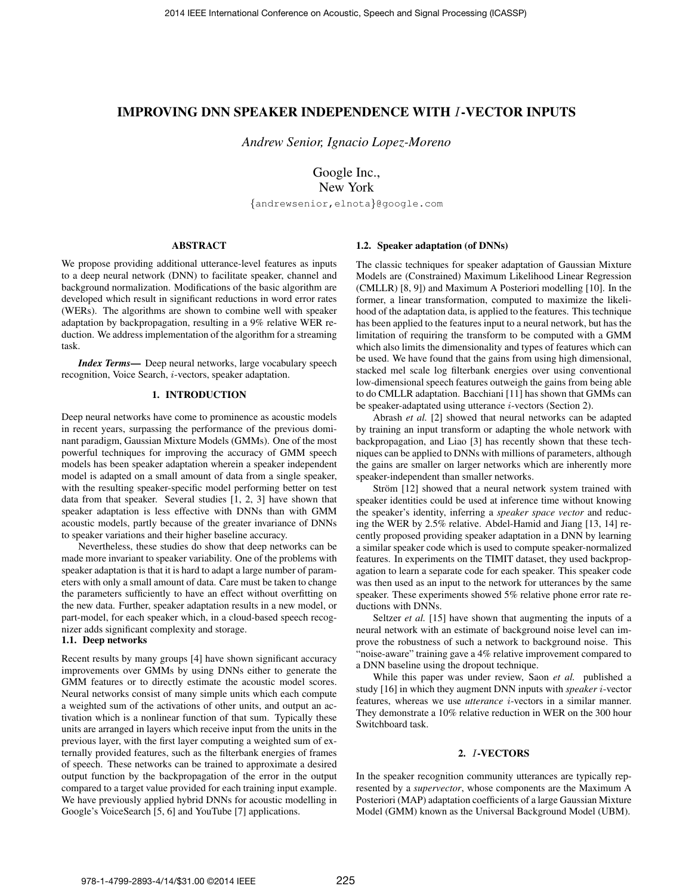# IMPROVING DNN SPEAKER INDEPENDENCE WITH *I*-VECTOR INPUTS

*Andrew Senior, Ignacio Lopez-Moreno*

Google Inc.,
New York

{andrewsenior,elnota}@google.com

### ABSTRACT

We propose providing additional utterance-level features as inputs to a deep neural network (DNN) to facilitate speaker, channel and background normalization. Modifications of the basic algorithm are developed which result in significant reductions in word error rates (WERs). The algorithms are shown to combine well with speaker adaptation by backpropagation, resulting in a 9% relative WER reduction. We address implementation of the algorithm for a streaming task.

***Index Terms***— Deep neural networks, large vocabulary speech recognition, Voice Search, *i*-vectors, speaker adaptation.

## 1. INTRODUCTION

Deep neural networks have come to prominence as acoustic models in recent years, surpassing the performance of the previous dominant paradigm, Gaussian Mixture Models (GMMs). One of the most powerful techniques for improving the accuracy of GMM speech models has been speaker adaptation wherein a speaker independent model is adapted on a small amount of data from a single speaker, with the resulting speaker-specific model performing better on test data from that speaker. Several studies [1, 2, 3] have shown that speaker adaptation is less effective with DNNs than with GMM acoustic models, partly because of the greater invariance of DNNs to speaker variations and their higher baseline accuracy.

Nevertheless, these studies do show that deep networks can be made more invariant to speaker variability. One of the problems with speaker adaptation is that it is hard to adapt a large number of parameters with only a small amount of data. Care must be taken to change the parameters sufficiently to have an effect without overfitting on the new data. Further, speaker adaptation results in a new model, or part-model, for each speaker which, in a cloud-based speech recognizer adds significant complexity and storage.

### 1.1. Deep networks

Recent results by many groups [4] have shown significant accuracy improvements over GMMs by using DNNs either to generate the GMM features or to directly estimate the acoustic model scores. Neural networks consist of many simple units which each compute a weighted sum of the activations of other units, and output an activation which is a nonlinear function of that sum. Typically these units are arranged in layers which receive input from the units in the previous layer, with the first layer computing a weighted sum of externally provided features, such as the filterbank energies of frames of speech. These networks can be trained to approximate a desired output function by the backpropagation of the error in the output compared to a target value provided for each training input example. We have previously applied hybrid DNNs for acoustic modelling in Google's VoiceSearch [5, 6] and YouTube [7] applications.

### 1.2. Speaker adaptation (of DNNs)

The classic techniques for speaker adaptation of Gaussian Mixture Models are (Constrained) Maximum Likelihood Linear Regression (CMLLR) [8, 9]) and Maximum A Posteriori modelling [10]. In the former, a linear transformation, computed to maximize the likelihood of the adaptation data, is applied to the features. This technique has been applied to the features input to a neural network, but has the limitation of requiring the transform to be computed with a GMM which also limits the dimensionality and types of features which can be used. We have found that the gains from using high dimensional, stacked mel scale log filterbank energies over using conventional low-dimensional speech features outweigh the gains from being able to do CMLLR adaptation. Bacchiani [11] has shown that GMMs can be speaker-adaptated using utterance *i*-vectors (Section 2).

Abrash *et al.* [2] showed that neural networks can be adapted by training an input transform or adapting the whole network with backpropagation, and Liao [3] has recently shown that these techniques can be applied to DNNs with millions of parameters, although the gains are smaller on larger networks which are inherently more speaker-independent than smaller networks.

Ström [12] showed that a neural network system trained with speaker identities could be used at inference time without knowing the speaker's identity, inferring a *speaker space vector* and reducing the WER by 2.5% relative. Abdel-Hamid and Jiang [13, 14] recently proposed providing speaker adaptation in a DNN by learning a similar speaker code which is used to compute speaker-normalized features. In experiments on the TIMIT dataset, they used backpropagation to learn a separate code for each speaker. This speaker code was then used as an input to the network for utterances by the same speaker. These experiments showed 5% relative phone error rate reductions with DNNs.

Seltzer *et al.* [15] have shown that augmenting the inputs of a neural network with an estimate of background noise level can improve the robustness of such a network to background noise. This "noise-aware" training gave a 4% relative improvement compared to a DNN baseline using the dropout technique.

While this paper was under review, Saon *et al.* published a study [16] in which they augment DNN inputs with *speaker i*-vector features, whereas we use *utterance i*-vectors in a similar manner. They demonstrate a 10% relative reduction in WER on the 300 hour Switchboard task.

## 2. *I*-VECTORS

In the speaker recognition community utterances are typically represented by a *supervector*, whose components are the Maximum A Posteriori (MAP) adaptation coefficients of a large Gaussian Mixture Model (GMM) known as the Universal Background Model (UBM).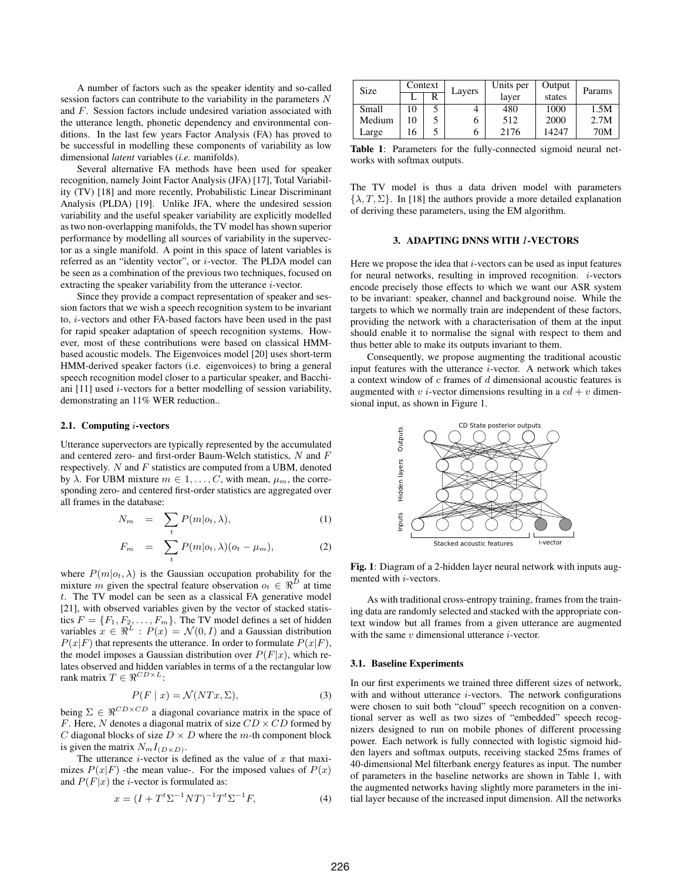A number of factors such as the speaker identity and so-called session factors can contribute to the variability in the parameters $N$ and $F$. Session factors include undesired variation associated with the utterance length, phonetic dependency and environmental conditions. In the last few years Factor Analysis (FA) has proved to be successful in modelling these components of variability as low dimensional *latent* variables (*i.e.* manifolds).

Several alternative FA methods have been used for speaker recognition, namely Joint Factor Analysis (JFA) [17], Total Variability (TV) [18] and more recently, Probabilistic Linear Discriminant Analysis (PLDA) [19]. Unlike JFA, where the undesired session variability and the useful speaker variability are explicitly modelled as two non-overlapping manifolds, the TV model has shown superior performance by modelling all sources of variability in the supervector as a single manifold. A point in this space of latent variables is referred as an "identity vector", or $i$-vector. The PLDA model can be seen as a combination of the previous two techniques, focused on extracting the speaker variability from the utterance $i$-vector.

Since they provide a compact representation of speaker and session factors that we wish a speech recognition system to be invariant to, $i$-vectors and other FA-based factors have been used in the past for rapid speaker adaptation of speech recognition systems. However, most of these contributions were based on classical HMM-based acoustic models. The Eigenvoices model [20] uses short-term HMM-derived speaker factors (i.e. eigenvoices) to bring a general speech recognition model closer to a particular speaker, and Bacchiani [11] used $i$-vectors for a better modelling of session variability, demonstrating an 11% WER reduction..

### 2.1. Computing $i$-vectors

Utterance supervectors are typically represented by the accumulated and centered zero- and first-order Baum-Welch statistics, $N$ and $F$ respectively. $N$ and $F$ statistics are computed from a UBM, denoted by $\lambda$. For UBM mixture $m \in 1, \ldots, C$, with mean, $\mu_m$, the corresponding zero- and centered first-order statistics are aggregated over all frames in the database:

$$N_m = \sum_t P(m|o_t, \lambda), \quad (1)$$

$$F_m = \sum_t P(m|o_t, \lambda)(o_t - \mu_m), \quad (2)$$

where $P(m|o_t, \lambda)$ is the Gaussian occupation probability for the mixture $m$ given the spectral feature observation $o_t \in \Re^D$ at time $t$. The TV model can be seen as a classical FA generative model [21], with observed variables given by the vector of stacked statistics $F = \{F_1, F_2, \ldots, F_m\}$. The TV model defines a set of hidden variables $x \in \Re^L : P(x) = \mathcal{N}(0, I)$ and a Gaussian distribution $P(x|F)$ that represents the utterance. In order to formulate $P(x|F)$, the model imposes a Gaussian distribution over $P(F|x)$, which relates observed and hidden variables in terms of a the rectangular low rank matrix $T \in \Re^{CD \times L}$:

$$P(F \mid x) = \mathcal{N}(NTx, \Sigma), \quad (3)$$

being $\Sigma \in \Re^{CD \times CD}$ a diagonal covariance matrix in the space of $F$. Here, $N$ denotes a diagonal matrix of size $CD \times CD$ formed by $C$ diagonal blocks of size $D \times D$ where the $m$-th component block is given the matrix $N_m I_{(D \times D)}$.

The utterance $i$-vector is defined as the value of $x$ that maximizes $P(x|F)$ -the mean value-. For the imposed values of $P(x)$ and $P(F|x)$ the $i$-vector is formulated as:

$$x = (I + T^t \Sigma^{-1} NT)^{-1} T^t \Sigma^{-1} F, \quad (4)$$

| Size | Context | | Layers | Units per layer | Output states | Params |
|---|---|---|---|---|---|---|
| | L | R | | | | |
| Small | 10 | 5 | 4 | 480 | 1000 | 1.5M |
| Medium | 10 | 5 | 6 | 512 | 2000 | 2.7M |
| Large | 16 | 5 | 6 | 2176 | 14247 | 70M |

**Table 1**: Parameters for the fully-connected sigmoid neural networks with softmax outputs.

The TV model is thus a data driven model with parameters $\{\lambda, T, \Sigma\}$. In [18] the authors provide a more detailed explanation of deriving these parameters, using the EM algorithm.

## 3. ADAPTING DNNS WITH $I$-VECTORS

Here we propose the idea that $i$-vectors can be used as input features for neural networks, resulting in improved recognition. $i$-vectors encode precisely those effects to which we want our ASR system to be invariant: speaker, channel and background noise. While the targets to which we normally train are independent of these factors, providing the network with a characterisation of them at the input should enable it to normalise the signal with respect to them and thus better able to make its outputs invariant to them.

Consequently, we propose augmenting the traditional acoustic input features with the utterance $i$-vector. A network which takes a context window of $c$ frames of $d$ dimensional acoustic features is augmented with $v$ $i$-vector dimensions resulting in a $cd + v$ dimensional input, as shown in Figure 1.

**Fig. 1**: Diagram of a 2-hidden layer neural network with inputs augmented with $i$-vectors.

As with traditional cross-entropy training, frames from the training data are randomly selected and stacked with the appropriate context window but all frames from a given utterance are augmented with the same $v$ dimensional utterance $i$-vector.

### 3.1. Baseline Experiments

In our first experiments we trained three different sizes of network, with and without utterance $i$-vectors. The network configurations were chosen to suit both "cloud" speech recognition on a conventional server as well as two sizes of "embedded" speech recognizers designed to run on mobile phones of different processing power. Each network is fully connected with logistic sigmoid hidden layers and softmax outputs, receiving stacked 25ms frames of 40-dimensional Mel filterbank energy features as input. The number of parameters in the baseline networks are shown in Table 1, with the augmented networks having slightly more parameters in the initial layer because of the increased input dimension. All the networks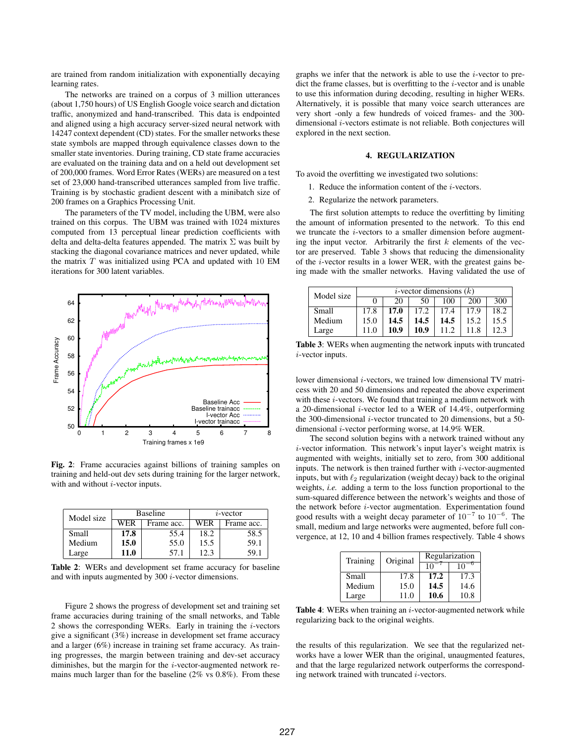are trained from random initialization with exponentially decaying learning rates.

The networks are trained on a corpus of 3 million utterances (about 1,750 hours) of US English Google voice search and dictation traffic, anonymized and hand-transcribed. This data is endpointed and aligned using a high accuracy server-sized neural network with 14247 context dependent (CD) states. For the smaller networks these state symbols are mapped through equivalence classes down to the smaller state inventories. During training, CD state frame accuracies are evaluated on the training data and on a held out development set of 200,000 frames. Word Error Rates (WERs) are measured on a test set of 23,000 hand-transcribed utterances sampled from live traffic. Training is by stochastic gradient descent with a minibatch size of 200 frames on a Graphics Processing Unit.

The parameters of the TV model, including the UBM, were also trained on this corpus. The UBM was trained with 1024 mixtures computed from 13 perceptual linear prediction coefficients with delta and delta-delta features appended. The matrix $\Sigma$ was built by stacking the diagonal covariance matrices and never updated, while the matrix $T$ was initialized using PCA and updated with 10 EM iterations for 300 latent variables.

**Fig. 2**: Frame accuracies against billions of training samples on training and held-out dev sets during training for the larger network, with and without $i$-vector inputs.

| Model size | Baseline | | $i$-vector | |
|---|---|---|---|---|
| | WER | Frame acc. | WER | Frame acc. |
| Small | **17.8** | 55.4 | 18.2 | 58.5 |
| Medium | **15.0** | 55.0 | 15.5 | 59.1 |
| Large | **11.0** | 57.1 | 12.3 | 59.1 |

**Table 2**: WERs and development set frame accuracy for baseline and with inputs augmented by 300 $i$-vector dimensions.

Figure 2 shows the progress of development set and training set frame accuracies during training of the small networks, and Table 2 shows the corresponding WERs. Early in training the $i$-vectors give a significant (3%) increase in development set frame accuracy and a larger (6%) increase in training set frame accuracy. As training progresses, the margin between training and dev-set accuracy diminishes, but the margin for the $i$-vector-augmented network remains much larger than for the baseline (2% vs 0.8%). From these graphs we infer that the network is able to use the $i$-vector to predict the frame classes, but is overfitting to the $i$-vector and is unable to use this information during decoding, resulting in higher WERs. Alternatively, it is possible that many voice search utterances are very short -only a few hundreds of voiced frames- and the 300-dimensional $i$-vectors estimate is not reliable. Both conjectures will explored in the next section.

## 4. REGULARIZATION

To avoid the overfitting we investigated two solutions:

1. Reduce the information content of the $i$-vectors.
2. Regularize the network parameters.

The first solution attempts to reduce the overfitting by limiting the amount of information presented to the network. To this end we truncate the $i$-vectors to a smaller dimension before augmenting the input vector. Arbitrarily the first $k$ elements of the vector are preserved. Table 3 shows that reducing the dimensionality of the $i$-vector results in a lower WER, with the greatest gains being made with the smaller networks. Having validated the use of

| Model size | $i$-vector dimensions ($k$) | | | | | |
|---|---|---|---|---|---|---|
| | 0 | 20 | 50 | 100 | 200 | 300 |
| Small | 17.8 | **17.0** | 17.2 | 17.4 | 17.9 | 18.2 |
| Medium | 15.0 | **14.5** | **14.5** | **14.5** | 15.2 | 15.5 |
| Large | 11.0 | **10.9** | **10.9** | 11.2 | 11.8 | 12.3 |

**Table 3**: WERs when augmenting the network inputs with truncated $i$-vector inputs.

lower dimensional $i$-vectors, we trained low dimensional TV matricess with 20 and 50 dimensions and repeated the above experiment with these $i$-vectors. We found that training a medium network with a 20-dimensional $i$-vector led to a WER of 14.4%, outperforming the 300-dimensional $i$-vector truncated to 20 dimensions, but a 50-dimensional $i$-vector performing worse, at 14.9% WER.

The second solution begins with a network trained without any $i$-vector information. This network's input layer's weight matrix is augmented with weights, initially set to zero, from 300 additional inputs. The network is then trained further with $i$-vector-augmented inputs, but with $\ell_2$ regularization (weight decay) back to the original weights, *i.e.* adding a term to the loss function proportional to the sum-squared difference between the network's weights and those of the network before $i$-vector augmentation. Experimentation found good results with a weight decay parameter of $10^{-7}$ to $10^{-6}$. The small, medium and large networks were augmented, before full convergence, at 12, 10 and 4 billion frames respectively. Table 4 shows

| Training | Original | Regularization | |
|---|---|---|---|
| | | $10^{-7}$ | $10^{-6}$ |
| Small | 17.8 | **17.2** | 17.3 |
| Medium | 15.0 | **14.5** | 14.6 |
| Large | 11.0 | **10.6** | 10.8 |

**Table 4**: WERs when training an $i$-vector-augmented network while regularizing back to the original weights.

the results of this regularization. We see that the regularized networks have a lower WER than the original, unaugmented features, and that the large regularized network outperforms the corresponding network trained with truncated $i$-vectors.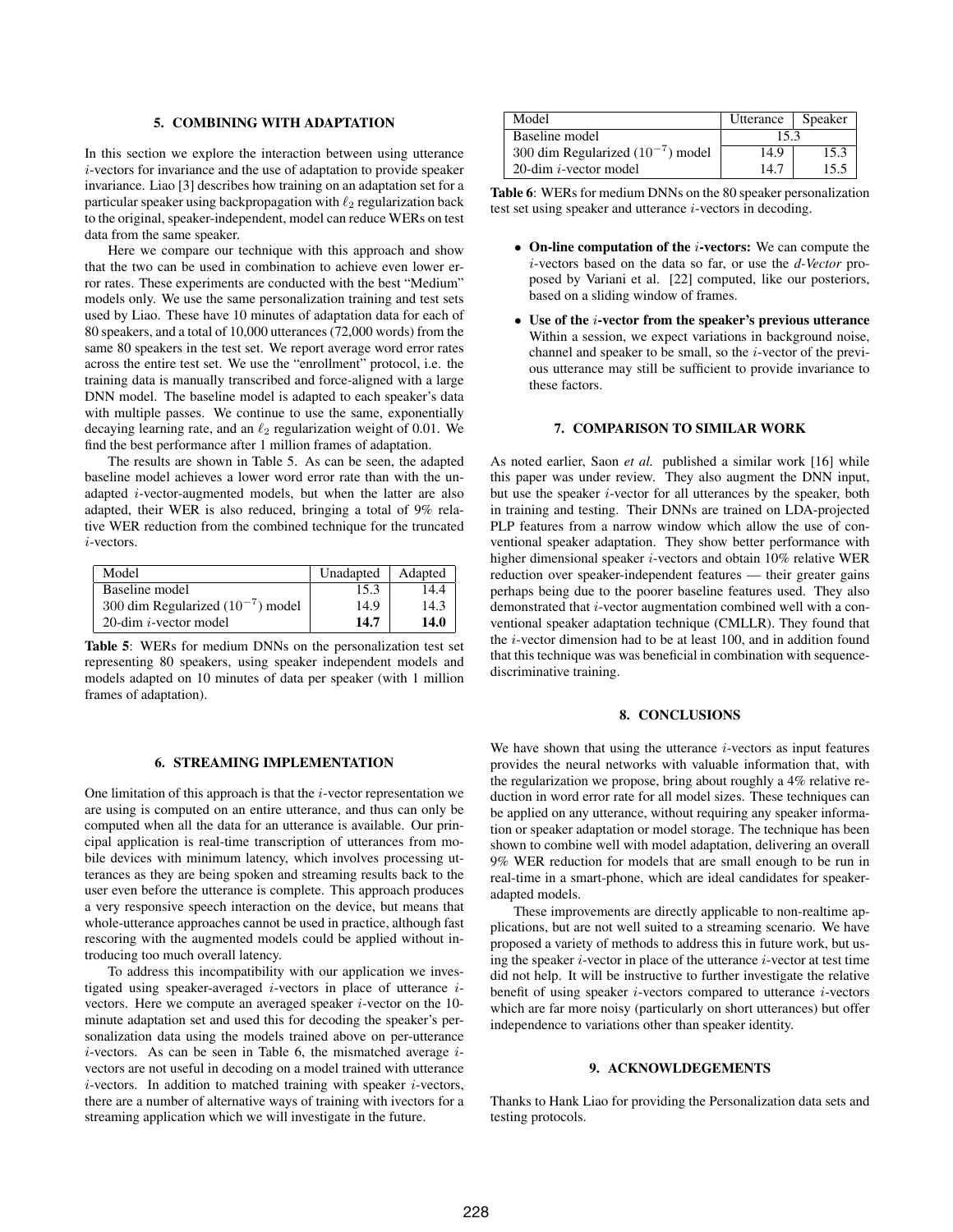## 5. COMBINING WITH ADAPTATION

In this section we explore the interaction between using utterance $i$-vectors for invariance and the use of adaptation to provide speaker invariance. Liao [3] describes how training on an adaptation set for a particular speaker using backpropagation with $\ell_2$ regularization back to the original, speaker-independent, model can reduce WERs on test data from the same speaker.

Here we compare our technique with this approach and show that the two can be used in combination to achieve even lower error rates. These experiments are conducted with the best "Medium" models only. We use the same personalization training and test sets used by Liao. These have 10 minutes of adaptation data for each of 80 speakers, and a total of 10,000 utterances (72,000 words) from the same 80 speakers in the test set. We report average word error rates across the entire test set. We use the "enrollment" protocol, i.e. the training data is manually transcribed and force-aligned with a large DNN model. The baseline model is adapted to each speaker's data with multiple passes. We continue to use the same, exponentially decaying learning rate, and an $\ell_2$ regularization weight of 0.01. We find the best performance after 1 million frames of adaptation.

The results are shown in Table 5. As can be seen, the adapted baseline model achieves a lower word error rate than with the unadapted $i$-vector-augmented models, but when the latter are also adapted, their WER is also reduced, bringing a total of 9% relative WER reduction from the combined technique for the truncated $i$-vectors.

| Model | Unadapted | Adapted |
|---|---|---|
| Baseline model | 15.3 | 14.4 |
| 300 dim Regularized ($10^{-7}$) model | 14.9 | 14.3 |
| 20-dim $i$-vector model | **14.7** | **14.0** |

**Table 5**: WERs for medium DNNs on the personalization test set representing 80 speakers, using speaker independent models and models adapted on 10 minutes of data per speaker (with 1 million frames of adaptation).

## 6. STREAMING IMPLEMENTATION

One limitation of this approach is that the $i$-vector representation we are using is computed on an entire utterance, and thus can only be computed when all the data for an utterance is available. Our principal application is real-time transcription of utterances from mobile devices with minimum latency, which involves processing utterances as they are being spoken and streaming results back to the user even before the utterance is complete. This approach produces a very responsive speech interaction on the device, but means that whole-utterance approaches cannot be used in practice, although fast rescoring with the augmented models could be applied without introducing too much overall latency.

To address this incompatibility with our application we investigated using speaker-averaged $i$-vectors in place of utterance $i$-vectors. Here we compute an averaged speaker $i$-vector on the 10-minute adaptation set and used this for decoding the speaker's personalization data using the models trained above on per-utterance $i$-vectors. As can be seen in Table 6, the mismatched average $i$-vectors are not useful in decoding on a model trained with utterance $i$-vectors. In addition to matched training with speaker $i$-vectors, there are a number of alternative ways of training with ivectors for a streaming application which we will investigate in the future.

| Model | Utterance | Speaker |
|---|---|---|
| Baseline model | 15.3 | |
| 300 dim Regularized ($10^{-7}$) model | 14.9 | 15.3 |
| 20-dim $i$-vector model | 14.7 | 15.5 |

**Table 6**: WERs for medium DNNs on the 80 speaker personalization test set using speaker and utterance $i$-vectors in decoding.

- **On-line computation of the $i$-vectors:** We can compute the $i$-vectors based on the data so far, or use the *d-Vector* proposed by Variani et al. [22] computed, like our posteriors, based on a sliding window of frames.
- **Use of the $i$-vector from the speaker's previous utterance** Within a session, we expect variations in background noise, channel and speaker to be small, so the $i$-vector of the previous utterance may still be sufficient to provide invariance to these factors.

## 7. COMPARISON TO SIMILAR WORK

As noted earlier, Saon *et al.* published a similar work [16] while this paper was under review. They also augment the DNN input, but use the speaker $i$-vector for all utterances by the speaker, both in training and testing. Their DNNs are trained on LDA-projected PLP features from a narrow window which allow the use of conventional speaker adaptation. They show better performance with higher dimensional speaker $i$-vectors and obtain 10% relative WER reduction over speaker-independent features — their greater gains perhaps being due to the poorer baseline features used. They also demonstrated that $i$-vector augmentation combined well with a conventional speaker adaptation technique (CMLLR). They found that the $i$-vector dimension had to be at least 100, and in addition found that this technique was was beneficial in combination with sequence-discriminative training.

## 8. CONCLUSIONS

We have shown that using the utterance $i$-vectors as input features provides the neural networks with valuable information that, with the regularization we propose, bring about roughly a 4% relative reduction in word error rate for all model sizes. These techniques can be applied on any utterance, without requiring any speaker information or speaker adaptation or model storage. The technique has been shown to combine well with model adaptation, delivering an overall 9% WER reduction for models that are small enough to be run in real-time in a smart-phone, which are ideal candidates for speaker-adapted models.

These improvements are directly applicable to non-realtime applications, but are not well suited to a streaming scenario. We have proposed a variety of methods to address this in future work, but using the speaker $i$-vector in place of the utterance $i$-vector at test time did not help. It will be instructive to further investigate the relative benefit of using speaker $i$-vectors compared to utterance $i$-vectors which are far more noisy (particularly on short utterances) but offer independence to variations other than speaker identity.

## 9. ACKNOWLDEGEMENTS

Thanks to Hank Liao for providing the Personalization data sets and testing protocols.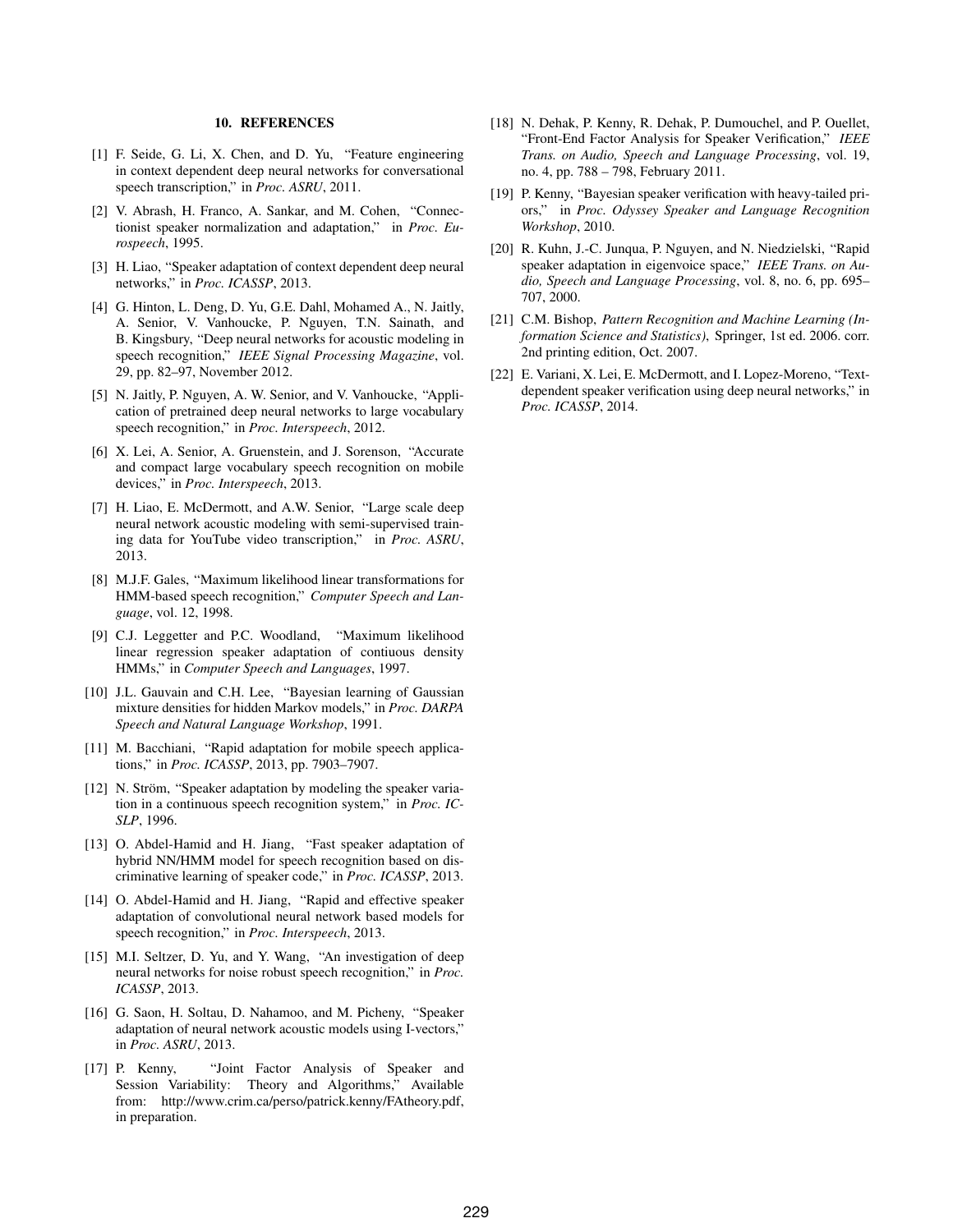## 10. REFERENCES

[1] F. Seide, G. Li, X. Chen, and D. Yu, "Feature engineering in context dependent deep neural networks for conversational speech transcription," in *Proc. ASRU*, 2011.

[2] V. Abrash, H. Franco, A. Sankar, and M. Cohen, "Connectionist speaker normalization and adaptation," in *Proc. Eurospeech*, 1995.

[3] H. Liao, "Speaker adaptation of context dependent deep neural networks," in *Proc. ICASSP*, 2013.

[4] G. Hinton, L. Deng, D. Yu, G.E. Dahl, Mohamed A., N. Jaitly, A. Senior, V. Vanhoucke, P. Nguyen, T.N. Sainath, and B. Kingsbury, "Deep neural networks for acoustic modeling in speech recognition," *IEEE Signal Processing Magazine*, vol. 29, pp. 82–97, November 2012.

[5] N. Jaitly, P. Nguyen, A. W. Senior, and V. Vanhoucke, "Application of pretrained deep neural networks to large vocabulary speech recognition," in *Proc. Interspeech*, 2012.

[6] X. Lei, A. Senior, A. Gruenstein, and J. Sorenson, "Accurate and compact large vocabulary speech recognition on mobile devices," in *Proc. Interspeech*, 2013.

[7] H. Liao, E. McDermott, and A.W. Senior, "Large scale deep neural network acoustic modeling with semi-supervised training data for YouTube video transcription," in *Proc. ASRU*, 2013.

[8] M.J.F. Gales, "Maximum likelihood linear transformations for HMM-based speech recognition," *Computer Speech and Language*, vol. 12, 1998.

[9] C.J. Leggetter and P.C. Woodland, "Maximum likelihood linear regression speaker adaptation of contiuous density HMMs," in *Computer Speech and Languages*, 1997.

[10] J.L. Gauvain and C.H. Lee, "Bayesian learning of Gaussian mixture densities for hidden Markov models," in *Proc. DARPA Speech and Natural Language Workshop*, 1991.

[11] M. Bacchiani, "Rapid adaptation for mobile speech applications," in *Proc. ICASSP*, 2013, pp. 7903–7907.

[12] N. Ström, "Speaker adaptation by modeling the speaker variation in a continuous speech recognition system," in *Proc. ICSLP*, 1996.

[13] O. Abdel-Hamid and H. Jiang, "Fast speaker adaptation of hybrid NN/HMM model for speech recognition based on discriminative learning of speaker code," in *Proc. ICASSP*, 2013.

[14] O. Abdel-Hamid and H. Jiang, "Rapid and effective speaker adaptation of convolutional neural network based models for speech recognition," in *Proc. Interspeech*, 2013.

[15] M.I. Seltzer, D. Yu, and Y. Wang, "An investigation of deep neural networks for noise robust speech recognition," in *Proc. ICASSP*, 2013.

[16] G. Saon, H. Soltau, D. Nahamoo, and M. Picheny, "Speaker adaptation of neural network acoustic models using I-vectors," in *Proc. ASRU*, 2013.

[17] P. Kenny, "Joint Factor Analysis of Speaker and Session Variability: Theory and Algorithms," Available from: http://www.crim.ca/perso/patrick.kenny/FAtheory.pdf, in preparation.

[18] N. Dehak, P. Kenny, R. Dehak, P. Dumouchel, and P. Ouellet, "Front-End Factor Analysis for Speaker Verification," *IEEE Trans. on Audio, Speech and Language Processing*, vol. 19, no. 4, pp. 788 – 798, February 2011.

[19] P. Kenny, "Bayesian speaker verification with heavy-tailed priors," in *Proc. Odyssey Speaker and Language Recognition Workshop*, 2010.

[20] R. Kuhn, J.-C. Junqua, P. Nguyen, and N. Niedzielski, "Rapid speaker adaptation in eigenvoice space," *IEEE Trans. on Audio, Speech and Language Processing*, vol. 8, no. 6, pp. 695–707, 2000.

[21] C.M. Bishop, *Pattern Recognition and Machine Learning (Information Science and Statistics)*, Springer, 1st ed. 2006. corr. 2nd printing edition, Oct. 2007.

[22] E. Variani, X. Lei, E. McDermott, and I. Lopez-Moreno, "Text-dependent speaker verification using deep neural networks," in *Proc. ICASSP*, 2014.